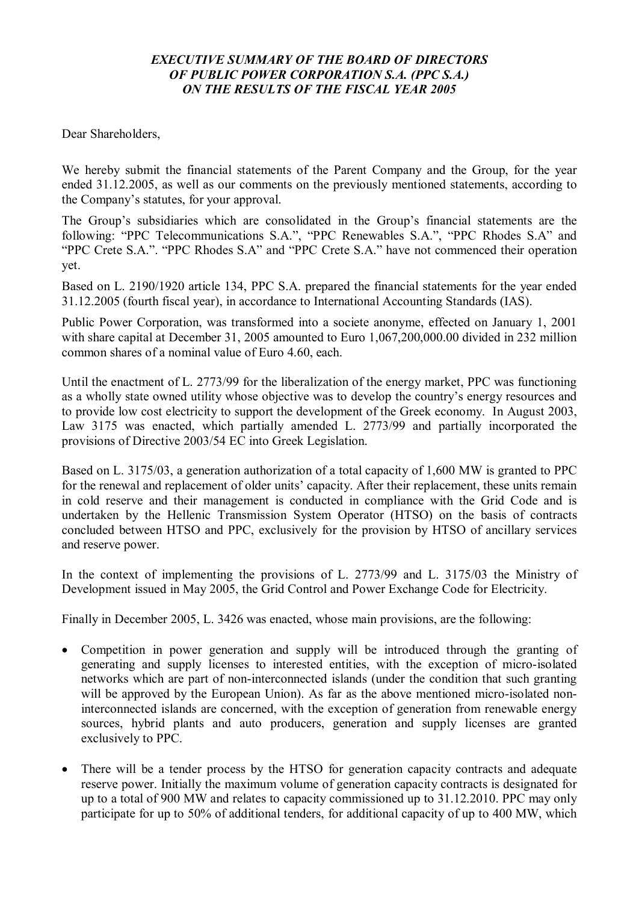# *EXECUTIVE SUMMARY OF THE BOARD OF DIRECTORS OF PUBLIC POWER CORPORATION S.A. (PPC S.A.) ON THE RESULTS OF THE FISCAL YEAR 2005*

Dear Shareholders,

We hereby submit the financial statements of the Parent Company and the Group, for the year ended 31.12.2005, as well as our comments on the previously mentioned statements, according to the Company's statutes, for your approval.

The Group's subsidiaries which are consolidated in the Group's financial statements are the following: "PPC Telecommunications S.A.", "PPC Renewables S.A.", "PPC Rhodes S.A" and "PPC Crete S.A.". "PPC Rhodes S.A" and "PPC Crete S.A." have not commenced their operation yet.

Based on L. 2190/1920 article 134, PPC S.A. prepared the financial statements for the year ended 31.12.2005 (fourth fiscal year), in accordance to International Accounting Standards (IAS).

Public Power Corporation, was transformed into a societe anonyme, effected on January 1, 2001 with share capital at December 31, 2005 amounted to Euro 1,067,200,000.00 divided in 232 million common shares of a nominal value of Euro 4.60, each.

Until the enactment of L. 2773/99 for the liberalization of the energy market, PPC was functioning as a wholly state owned utility whose objective was to develop the country's energy resources and to provide low cost electricity to support the development of the Greek economy. In August 2003, Law 3175 was enacted, which partially amended L. 2773/99 and partially incorporated the provisions of Directive 2003/54 EC into Greek Legislation.

Based on L. 3175/03, a generation authorization of a total capacity of 1,600 MW is granted to PPC for the renewal and replacement of older units' capacity. After their replacement, these units remain in cold reserve and their management is conducted in compliance with the Grid Code and is undertaken by the Hellenic Transmission System Operator (HTSO) on the basis of contracts concluded between HTSO and PPC, exclusively for the provision by HTSO of ancillary services and reserve power.

In the context of implementing the provisions of L. 2773/99 and L. 3175/03 the Ministry of Development issued in May 2005, the Grid Control and Power Exchange Code for Electricity.

Finally in December 2005, L. 3426 was enacted, whose main provisions, are the following:

- Competition in power generation and supply will be introduced through the granting of generating and supply licenses to interested entities, with the exception of micro-isolated networks which are part of non-interconnected islands (under the condition that such granting will be approved by the European Union). As far as the above mentioned micro-isolated non-interconnected islands are concerned, with the exception of generation from renewable energy sources, hybrid plants and auto producers, generation and supply licenses are granted exclusively to PPC.

- There will be a tender process by the HTSO for generation capacity contracts and adequate reserve power. Initially the maximum volume of generation capacity contracts is designated for up to a total of 900 MW and relates to capacity commissioned up to 31.12.2010. PPC may only participate for up to 50% of additional tenders, for additional capacity of up to 400 MW, which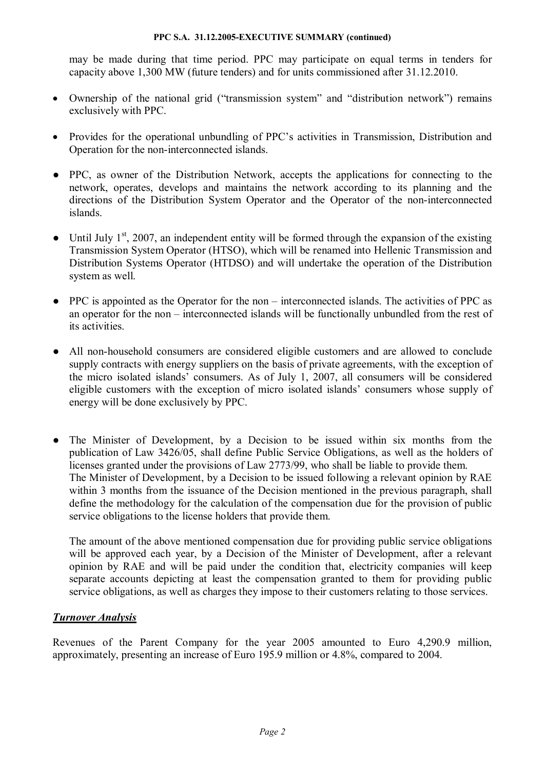may be made during that time period. PPC may participate on equal terms in tenders for capacity above 1,300 MW (future tenders) and for units commissioned after 31.12.2010.

- Ownership of the national grid ("transmission system" and "distribution network") remains exclusively with PPC.
- Provides for the operational unbundling of PPC's activities in Transmission, Distribution and Operation for the non-interconnected islands.
- PPC, as owner of the Distribution Network, accepts the applications for connecting to the network, operates, develops and maintains the network according to its planning and the directions of the Distribution System Operator and the Operator of the non-interconnected islands.
- Until July 1st, 2007, an independent entity will be formed through the expansion of the existing Transmission System Operator (HTSO), which will be renamed into Hellenic Transmission and Distribution Systems Operator (HTDSO) and will undertake the operation of the Distribution system as well.
- PPC is appointed as the Operator for the non – interconnected islands. The activities of PPC as an operator for the non – interconnected islands will be functionally unbundled from the rest of its activities.
- All non-household consumers are considered eligible customers and are allowed to conclude supply contracts with energy suppliers on the basis of private agreements, with the exception of the micro isolated islands' consumers. As of July 1, 2007, all consumers will be considered eligible customers with the exception of micro isolated islands' consumers whose supply of energy will be done exclusively by PPC.
- The Minister of Development, by a Decision to be issued within six months from the publication of Law 3426/05, shall define Public Service Obligations, as well as the holders of licenses granted under the provisions of Law 2773/99, who shall be liable to provide them. The Minister of Development, by a Decision to be issued following a relevant opinion by RAE within 3 months from the issuance of the Decision mentioned in the previous paragraph, shall define the methodology for the calculation of the compensation due for the provision of public service obligations to the license holders that provide them.

  The amount of the above mentioned compensation due for providing public service obligations will be approved each year, by a Decision of the Minister of Development, after a relevant opinion by RAE and will be paid under the condition that, electricity companies will keep separate accounts depicting at least the compensation granted to them for providing public service obligations, as well as charges they impose to their customers relating to those services.

***Turnover Analysis***

Revenues of the Parent Company for the year 2005 amounted to Euro 4,290.9 million, approximately, presenting an increase of Euro 195.9 million or 4.8%, compared to 2004.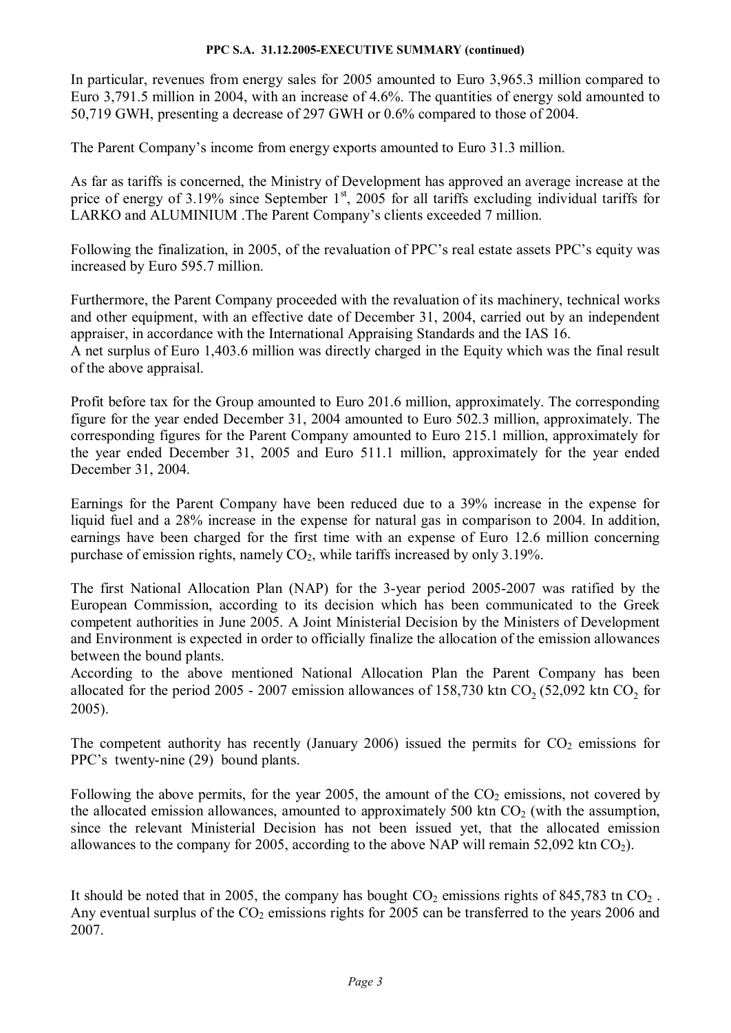In particular, revenues from energy sales for 2005 amounted to Euro 3,965.3 million compared to Euro 3,791.5 million in 2004, with an increase of 4.6%. The quantities of energy sold amounted to 50,719 GWH, presenting a decrease of 297 GWH or 0.6% compared to those of 2004.

The Parent Company's income from energy exports amounted to Euro 31.3 million.

As far as tariffs is concerned, the Ministry of Development has approved an average increase at the price of energy of 3.19% since September 1st, 2005 for all tariffs excluding individual tariffs for LARKO and ALUMINIUM .The Parent Company's clients exceeded 7 million.

Following the finalization, in 2005, of the revaluation of PPC's real estate assets PPC's equity was increased by Euro 595.7 million.

Furthermore, the Parent Company proceeded with the revaluation of its machinery, technical works and other equipment, with an effective date of December 31, 2004, carried out by an independent appraiser, in accordance with the International Appraising Standards and the IAS 16.
A net surplus of Euro 1,403.6 million was directly charged in the Equity which was the final result of the above appraisal.

Profit before tax for the Group amounted to Euro 201.6 million, approximately. The corresponding figure for the year ended December 31, 2004 amounted to Euro 502.3 million, approximately. The corresponding figures for the Parent Company amounted to Euro 215.1 million, approximately for the year ended December 31, 2005 and Euro 511.1 million, approximately for the year ended December 31, 2004.

Earnings for the Parent Company have been reduced due to a 39% increase in the expense for liquid fuel and a 28% increase in the expense for natural gas in comparison to 2004. In addition, earnings have been charged for the first time with an expense of Euro 12.6 million concerning purchase of emission rights, namely $CO_2$, while tariffs increased by only 3.19%.

The first National Allocation Plan (NAP) for the 3-year period 2005-2007 was ratified by the European Commission, according to its decision which has been communicated to the Greek competent authorities in June 2005. A Joint Ministerial Decision by the Ministers of Development and Environment is expected in order to officially finalize the allocation of the emission allowances between the bound plants.
According to the above mentioned National Allocation Plan the Parent Company has been allocated for the period 2005 - 2007 emission allowances of 158,730 ktn $CO_2$ (52,092 ktn $CO_2$ for 2005).

The competent authority has recently (January 2006) issued the permits for $CO_2$ emissions for PPC's twenty-nine (29) bound plants.

Following the above permits, for the year 2005, the amount of the $CO_2$ emissions, not covered by the allocated emission allowances, amounted to approximately 500 ktn $CO_2$ (with the assumption, since the relevant Ministerial Decision has not been issued yet, that the allocated emission allowances to the company for 2005, according to the above NAP will remain 52,092 ktn $CO_2$).

It should be noted that in 2005, the company has bought $CO_2$ emissions rights of 845,783 tn $CO_2$ . Any eventual surplus of the $CO_2$ emissions rights for 2005 can be transferred to the years 2006 and 2007.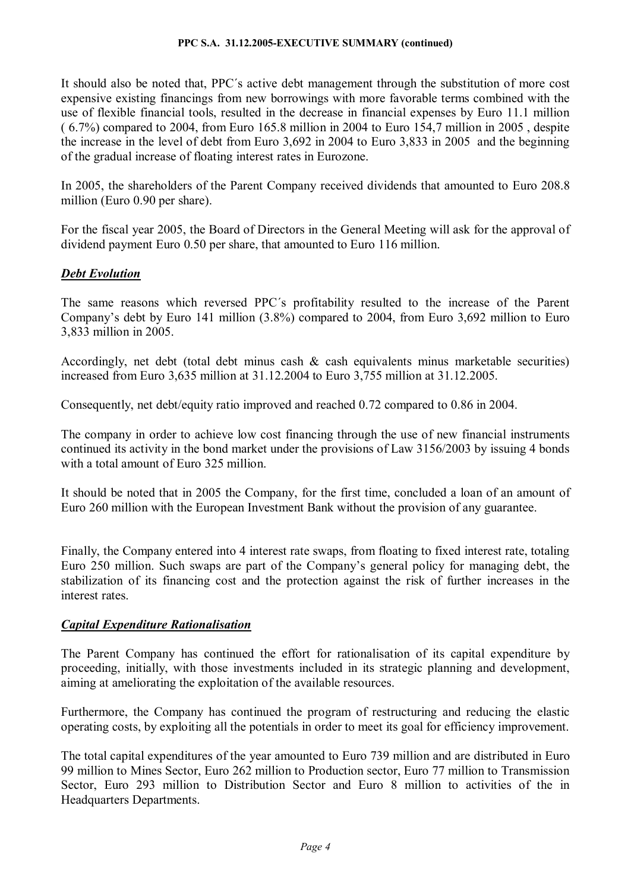It should also be noted that, PPC´s active debt management through the substitution of more cost expensive existing financings from new borrowings with more favorable terms combined with the use of flexible financial tools, resulted in the decrease in financial expenses by Euro 11.1 million ( 6.7%) compared to 2004, from Euro 165.8 million in 2004 to Euro 154,7 million in 2005 , despite the increase in the level of debt from Euro 3,692 in 2004 to Euro 3,833 in 2005 and the beginning of the gradual increase of floating interest rates in Eurozone.

In 2005, the shareholders of the Parent Company received dividends that amounted to Euro 208.8 million (Euro 0.90 per share).

For the fiscal year 2005, the Board of Directors in the General Meeting will ask for the approval of dividend payment Euro 0.50 per share, that amounted to Euro 116 million.

***Debt Evolution***

The same reasons which reversed PPC´s profitability resulted to the increase of the Parent Company's debt by Euro 141 million (3.8%) compared to 2004, from Euro 3,692 million to Euro 3,833 million in 2005.

Accordingly, net debt (total debt minus cash & cash equivalents minus marketable securities) increased from Euro 3,635 million at 31.12.2004 to Euro 3,755 million at 31.12.2005.

Consequently, net debt/equity ratio improved and reached 0.72 compared to 0.86 in 2004.

The company in order to achieve low cost financing through the use of new financial instruments continued its activity in the bond market under the provisions of Law 3156/2003 by issuing 4 bonds with a total amount of Euro 325 million.

It should be noted that in 2005 the Company, for the first time, concluded a loan of an amount of Euro 260 million with the European Investment Bank without the provision of any guarantee.

Finally, the Company entered into 4 interest rate swaps, from floating to fixed interest rate, totaling Euro 250 million. Such swaps are part of the Company's general policy for managing debt, the stabilization of its financing cost and the protection against the risk of further increases in the interest rates.

***Capital Expenditure Rationalisation***

The Parent Company has continued the effort for rationalisation of its capital expenditure by proceeding, initially, with those investments included in its strategic planning and development, aiming at ameliorating the exploitation of the available resources.

Furthermore, the Company has continued the program of restructuring and reducing the elastic operating costs, by exploiting all the potentials in order to meet its goal for efficiency improvement.

The total capital expenditures of the year amounted to Euro 739 million and are distributed in Euro 99 million to Mines Sector, Euro 262 million to Production sector, Euro 77 million to Transmission Sector, Euro 293 million to Distribution Sector and Euro 8 million to activities of the in Headquarters Departments.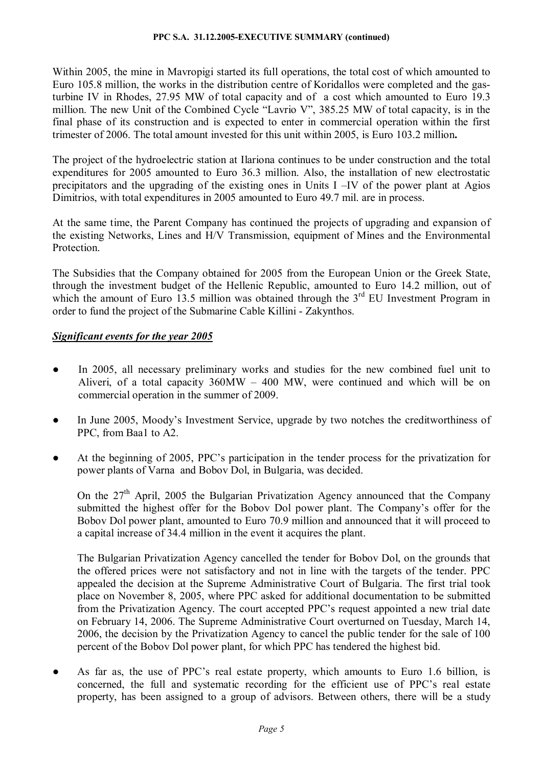Within 2005, the mine in Mavropigi started its full operations, the total cost of which amounted to Euro 105.8 million, the works in the distribution centre of Koridallos were completed and the gas-turbine IV in Rhodes, 27.95 MW of total capacity and of a cost which amounted to Euro 19.3 million. The new Unit of the Combined Cycle "Lavrio V", 385.25 MW of total capacity, is in the final phase of its construction and is expected to enter in commercial operation within the first trimester of 2006. The total amount invested for this unit within 2005, is Euro 103.2 million**.**

The project of the hydroelectric station at Ilariona continues to be under construction and the total expenditures for 2005 amounted to Euro 36.3 million. Also, the installation of new electrostatic precipitators and the upgrading of the existing ones in Units I –IV of the power plant at Agios Dimitrios, with total expenditures in 2005 amounted to Euro 49.7 mil. are in process.

At the same time, the Parent Company has continued the projects of upgrading and expansion of the existing Networks, Lines and H/V Transmission, equipment of Mines and the Environmental Protection.

The Subsidies that the Company obtained for 2005 from the European Union or the Greek State, through the investment budget of the Hellenic Republic, amounted to Euro 14.2 million, out of which the amount of Euro 13.5 million was obtained through the 3rd EU Investment Program in order to fund the project of the Submarine Cable Killini - Zakynthos.

***Significant events for the year 2005***

- In 2005, all necessary preliminary works and studies for the new combined fuel unit to Aliveri, of a total capacity 360MW – 400 MW, were continued and which will be on commercial operation in the summer of 2009.

- In June 2005, Moody's Investment Service, upgrade by two notches the creditworthiness of PPC, from Baa1 to A2.

- At the beginning of 2005, PPC's participation in the tender process for the privatization for power plants of Varna and Bobov Dol, in Bulgaria, was decided.

  On the 27th April, 2005 the Bulgarian Privatization Agency announced that the Company submitted the highest offer for the Bobov Dol power plant. The Company's offer for the Bobov Dol power plant, amounted to Euro 70.9 million and announced that it will proceed to a capital increase of 34.4 million in the event it acquires the plant.

  The Bulgarian Privatization Agency cancelled the tender for Bobov Dol, on the grounds that the offered prices were not satisfactory and not in line with the targets of the tender. PPC appealed the decision at the Supreme Administrative Court of Bulgaria. The first trial took place on November 8, 2005, where PPC asked for additional documentation to be submitted from the Privatization Agency. The court accepted PPC's request appointed a new trial date on February 14, 2006. The Supreme Administrative Court overturned on Tuesday, March 14, 2006, the decision by the Privatization Agency to cancel the public tender for the sale of 100 percent of the Bobov Dol power plant, for which PPC has tendered the highest bid.

- As far as, the use of PPC's real estate property, which amounts to Euro 1.6 billion, is concerned, the full and systematic recording for the efficient use of PPC's real estate property, has been assigned to a group of advisors. Between others, there will be a study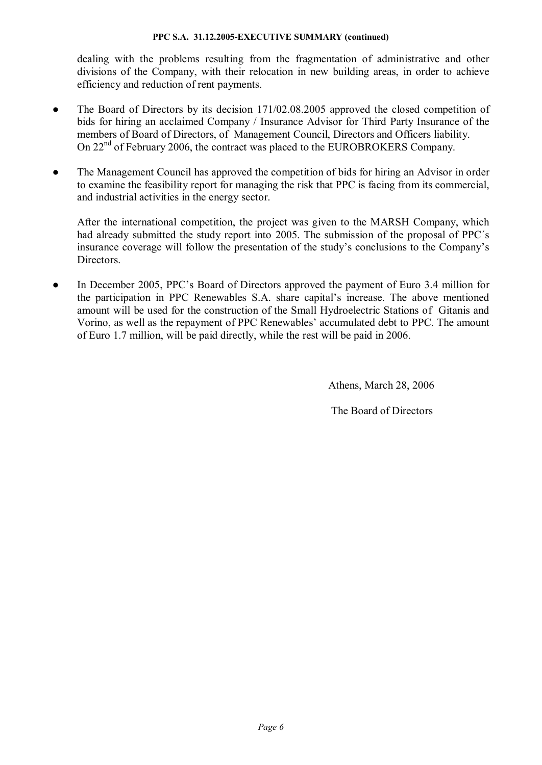dealing with the problems resulting from the fragmentation of administrative and other divisions of the Company, with their relocation in new building areas, in order to achieve efficiency and reduction of rent payments.

- The Board of Directors by its decision 171/02.08.2005 approved the closed competition of bids for hiring an acclaimed Company / Insurance Advisor for Third Party Insurance of the members of Board of Directors, of Management Council, Directors and Officers liability. On 22nd of February 2006, the contract was placed to the EUROBROKERS Company.

- The Management Council has approved the competition of bids for hiring an Advisor in order to examine the feasibility report for managing the risk that PPC is facing from its commercial, and industrial activities in the energy sector.

  After the international competition, the project was given to the MARSH Company, which had already submitted the study report into 2005. The submission of the proposal of PPC´s insurance coverage will follow the presentation of the study's conclusions to the Company's Directors.

- In December 2005, PPC's Board of Directors approved the payment of Euro 3.4 million for the participation in PPC Renewables S.A. share capital's increase. The above mentioned amount will be used for the construction of the Small Hydroelectric Stations of Gitanis and Vorino, as well as the repayment of PPC Renewables' accumulated debt to PPC. The amount of Euro 1.7 million, will be paid directly, while the rest will be paid in 2006.

Athens, March 28, 2006

The Board of Directors